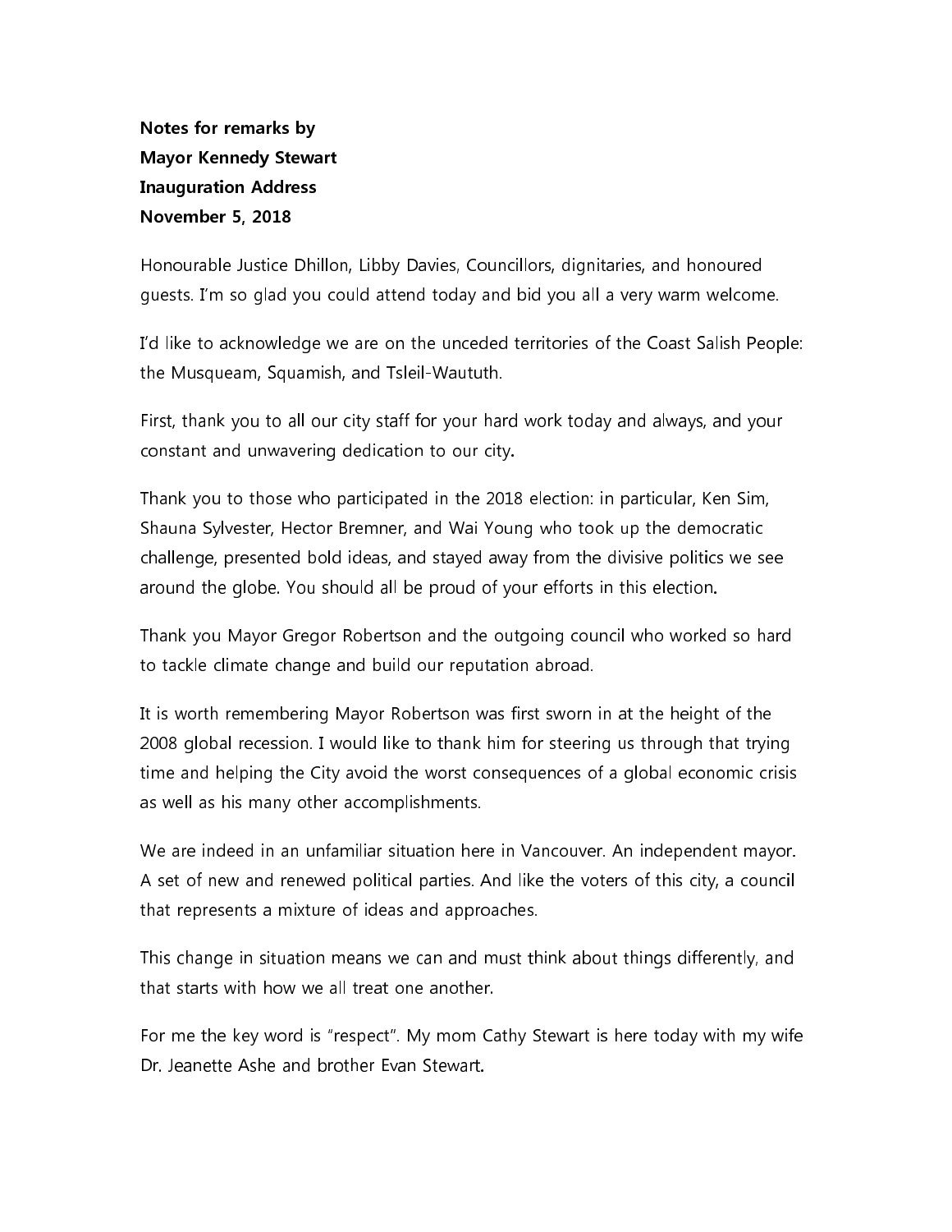**Notes for remarks by**
**Mayor Kennedy Stewart**
**Inauguration Address**
**November 5, 2018**

Honourable Justice Dhillon, Libby Davies, Councillors, dignitaries, and honoured guests. I'm so glad you could attend today and bid you all a very warm welcome.

I'd like to acknowledge we are on the unceded territories of the Coast Salish People: the Musqueam, Squamish, and Tsleil-Waututh.

First, thank you to all our city staff for your hard work today and always, and your constant and unwavering dedication to our city.

Thank you to those who participated in the 2018 election: in particular, Ken Sim, Shauna Sylvester, Hector Bremner, and Wai Young who took up the democratic challenge, presented bold ideas, and stayed away from the divisive politics we see around the globe. You should all be proud of your efforts in this election.

Thank you Mayor Gregor Robertson and the outgoing council who worked so hard to tackle climate change and build our reputation abroad.

It is worth remembering Mayor Robertson was first sworn in at the height of the 2008 global recession. I would like to thank him for steering us through that trying time and helping the City avoid the worst consequences of a global economic crisis as well as his many other accomplishments.

We are indeed in an unfamiliar situation here in Vancouver. An independent mayor. A set of new and renewed political parties. And like the voters of this city, a council that represents a mixture of ideas and approaches.

This change in situation means we can and must think about things differently, and that starts with how we all treat one another.

For me the key word is "respect". My mom Cathy Stewart is here today with my wife Dr. Jeanette Ashe and brother Evan Stewart.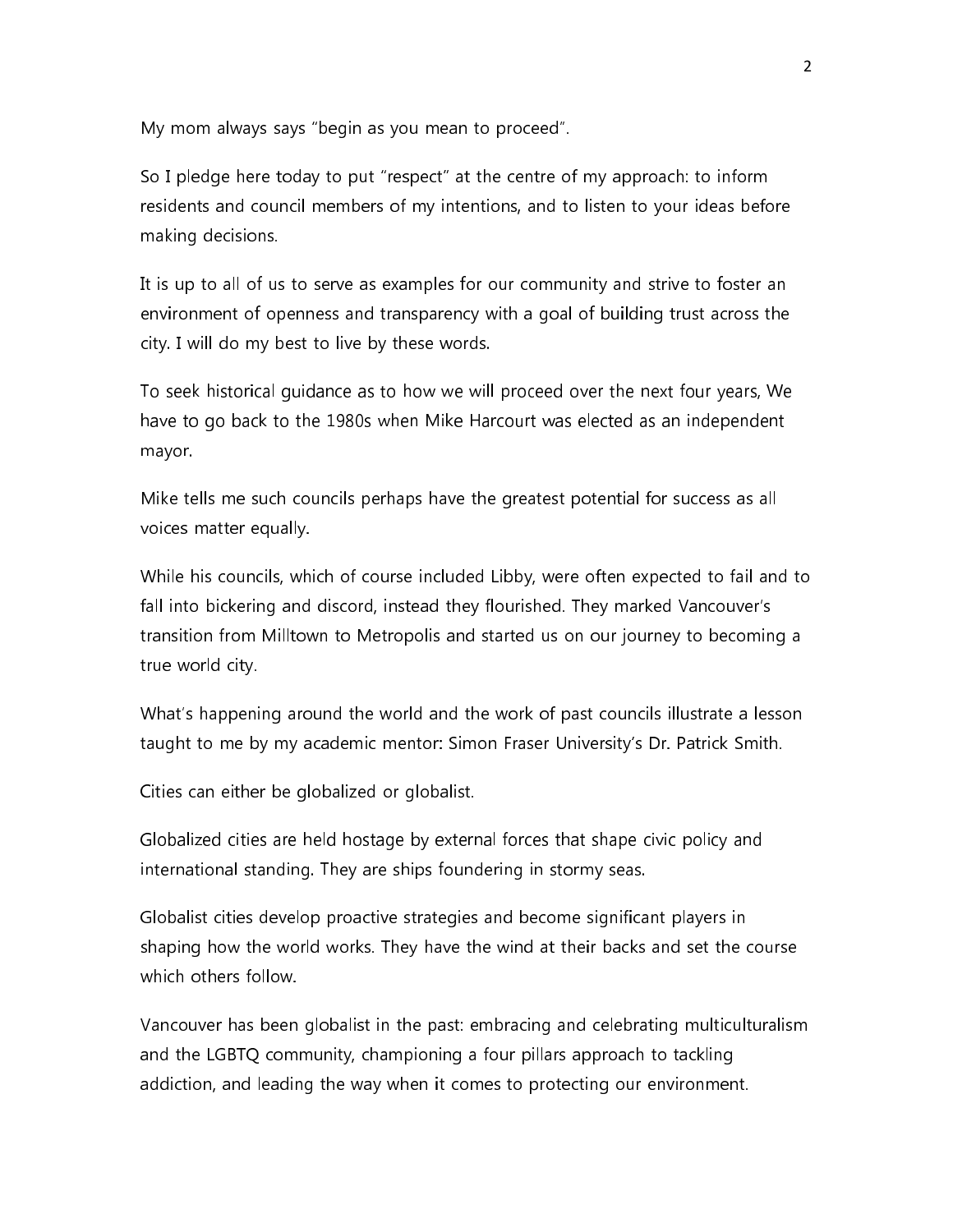My mom always says "begin as you mean to proceed".

So I pledge here today to put "respect" at the centre of my approach: to inform residents and council members of my intentions, and to listen to your ideas before making decisions.

It is up to all of us to serve as examples for our community and strive to foster an environment of openness and transparency with a goal of building trust across the city. I will do my best to live by these words.

To seek historical guidance as to how we will proceed over the next four years, We have to go back to the 1980s when Mike Harcourt was elected as an independent mayor.

Mike tells me such councils perhaps have the greatest potential for success as all voices matter equally.

While his councils, which of course included Libby, were often expected to fail and to fall into bickering and discord, instead they flourished. They marked Vancouver's transition from Milltown to Metropolis and started us on our journey to becoming a true world city.

What's happening around the world and the work of past councils illustrate a lesson taught to me by my academic mentor: Simon Fraser University's Dr. Patrick Smith.

Cities can either be globalized or globalist.

Globalized cities are held hostage by external forces that shape civic policy and international standing. They are ships foundering in stormy seas.

Globalist cities develop proactive strategies and become significant players in shaping how the world works. They have the wind at their backs and set the course which others follow.

Vancouver has been globalist in the past: embracing and celebrating multiculturalism and the LGBTQ community, championing a four pillars approach to tackling addiction, and leading the way when it comes to protecting our environment.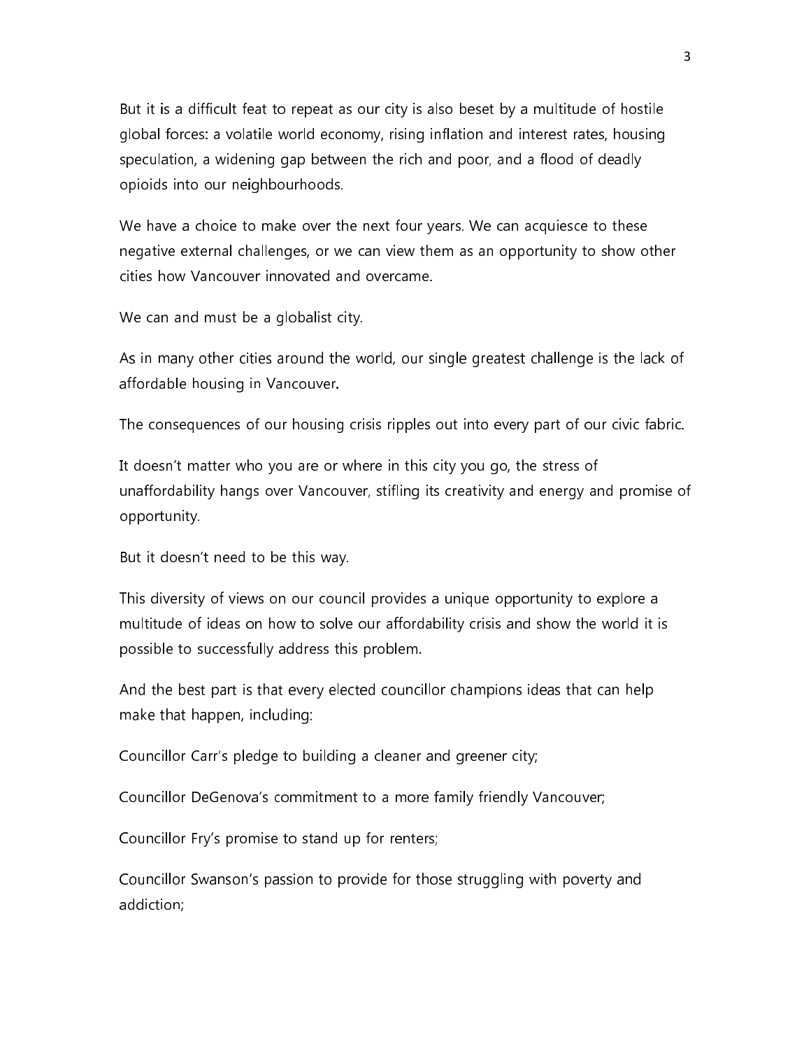But it is a difficult feat to repeat as our city is also beset by a multitude of hostile global forces: a volatile world economy, rising inflation and interest rates, housing speculation, a widening gap between the rich and poor, and a flood of deadly opioids into our neighbourhoods.

We have a choice to make over the next four years. We can acquiesce to these negative external challenges, or we can view them as an opportunity to show other cities how Vancouver innovated and overcame.

We can and must be a globalist city.

As in many other cities around the world, our single greatest challenge is the lack of affordable housing in Vancouver.

The consequences of our housing crisis ripples out into every part of our civic fabric.

It doesn't matter who you are or where in this city you go, the stress of unaffordability hangs over Vancouver, stifling its creativity and energy and promise of opportunity.

But it doesn't need to be this way.

This diversity of views on our council provides a unique opportunity to explore a multitude of ideas on how to solve our affordability crisis and show the world it is possible to successfully address this problem.

And the best part is that every elected councillor champions ideas that can help make that happen, including:

Councillor Carr's pledge to building a cleaner and greener city;

Councillor DeGenova's commitment to a more family friendly Vancouver;

Councillor Fry's promise to stand up for renters;

Councillor Swanson's passion to provide for those struggling with poverty and addiction;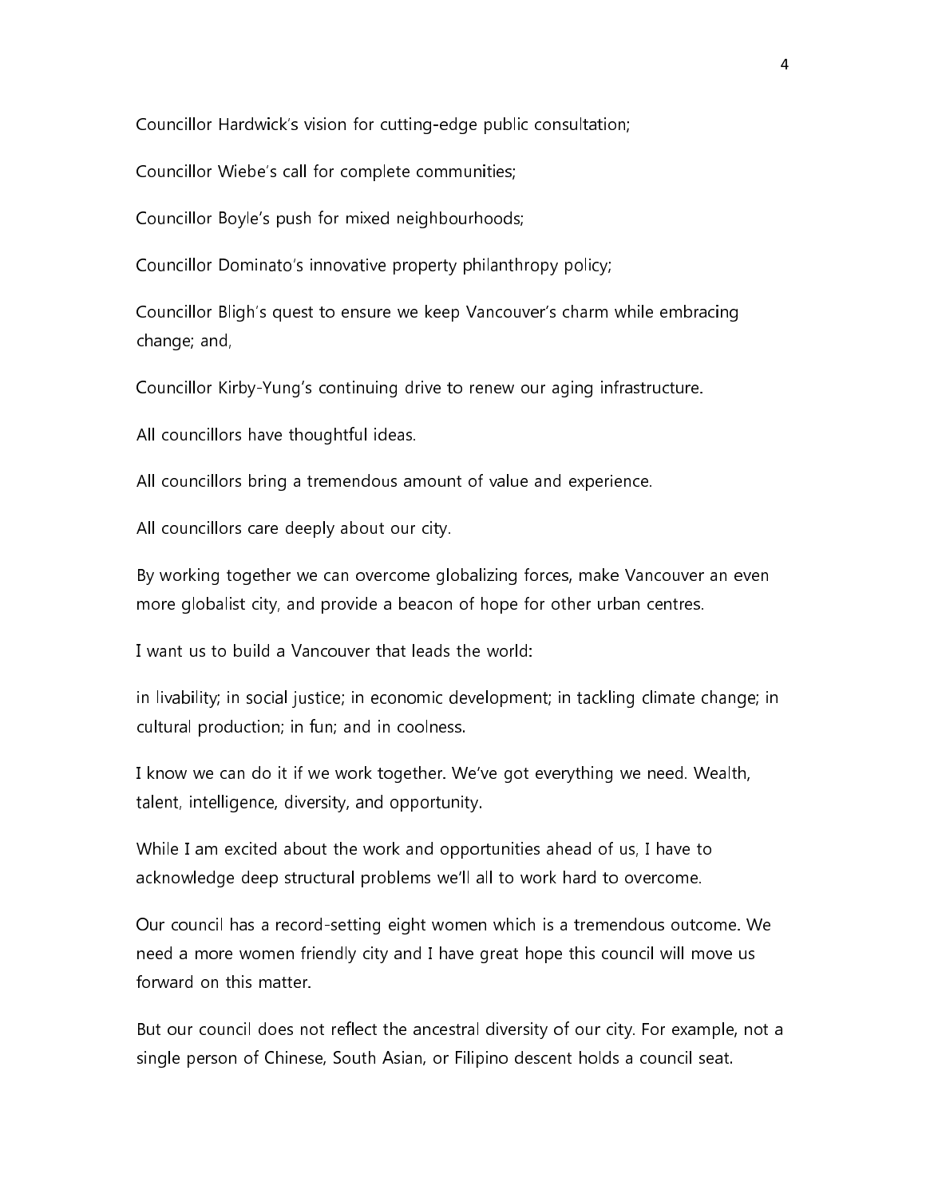Councillor Hardwick's vision for cutting-edge public consultation;

Councillor Wiebe's call for complete communities;

Councillor Boyle's push for mixed neighbourhoods;

Councillor Dominato's innovative property philanthropy policy;

Councillor Bligh's quest to ensure we keep Vancouver's charm while embracing change; and,

Councillor Kirby-Yung's continuing drive to renew our aging infrastructure.

All councillors have thoughtful ideas.

All councillors bring a tremendous amount of value and experience.

All councillors care deeply about our city.

By working together we can overcome globalizing forces, make Vancouver an even more globalist city, and provide a beacon of hope for other urban centres.

I want us to build a Vancouver that leads the world:

in livability; in social justice; in economic development; in tackling climate change; in cultural production; in fun; and in coolness.

I know we can do it if we work together. We've got everything we need. Wealth, talent, intelligence, diversity, and opportunity.

While I am excited about the work and opportunities ahead of us, I have to acknowledge deep structural problems we'll all to work hard to overcome.

Our council has a record-setting eight women which is a tremendous outcome. We need a more women friendly city and I have great hope this council will move us forward on this matter.

But our council does not reflect the ancestral diversity of our city. For example, not a single person of Chinese, South Asian, or Filipino descent holds a council seat.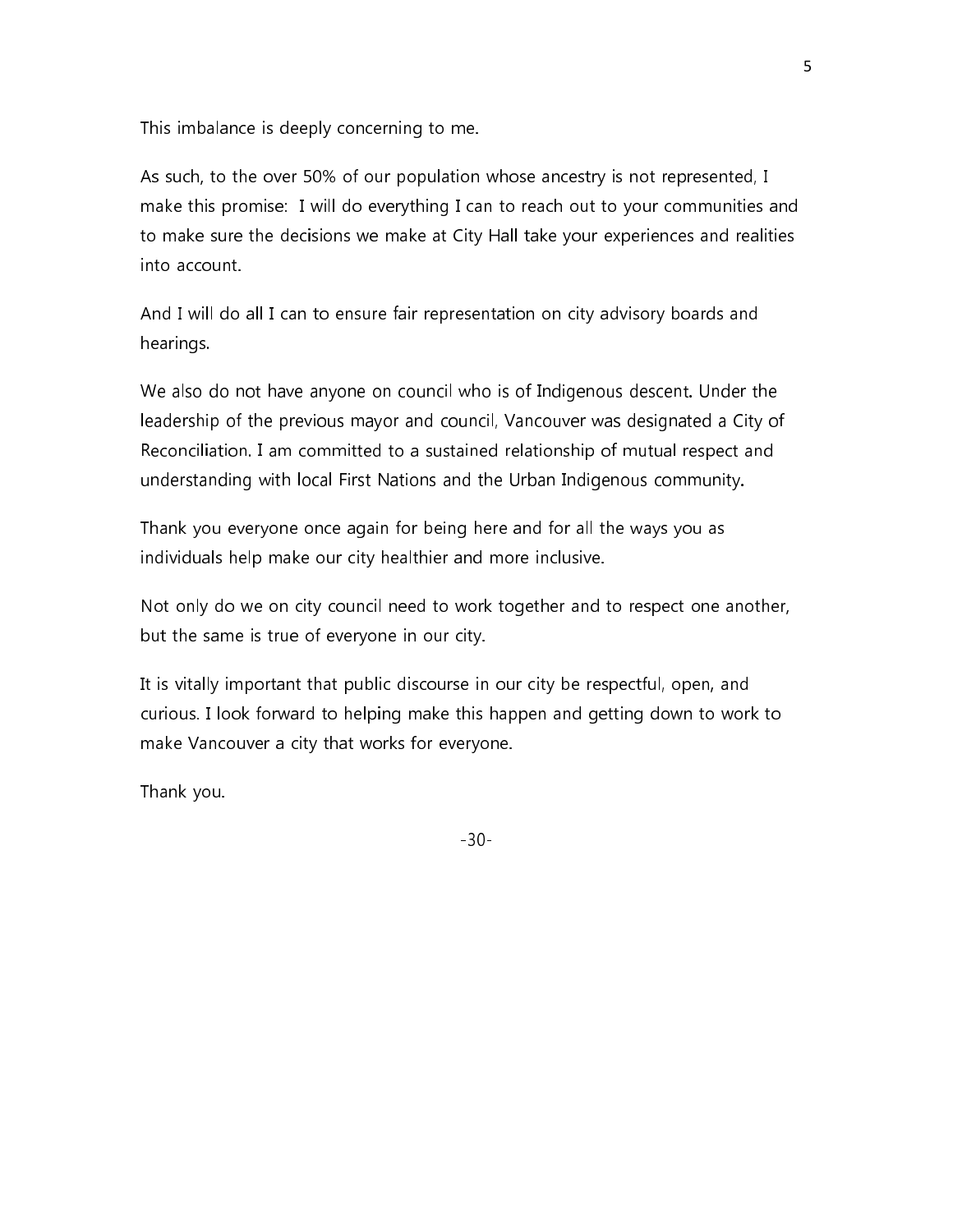This imbalance is deeply concerning to me.

As such, to the over 50% of our population whose ancestry is not represented, I make this promise: I will do everything I can to reach out to your communities and to make sure the decisions we make at City Hall take your experiences and realities into account.

And I will do all I can to ensure fair representation on city advisory boards and hearings.

We also do not have anyone on council who is of Indigenous descent. Under the leadership of the previous mayor and council, Vancouver was designated a City of Reconciliation. I am committed to a sustained relationship of mutual respect and understanding with local First Nations and the Urban Indigenous community.

Thank you everyone once again for being here and for all the ways you as individuals help make our city healthier and more inclusive.

Not only do we on city council need to work together and to respect one another, but the same is true of everyone in our city.

It is vitally important that public discourse in our city be respectful, open, and curious. I look forward to helping make this happen and getting down to work to make Vancouver a city that works for everyone.

Thank you.

-30-